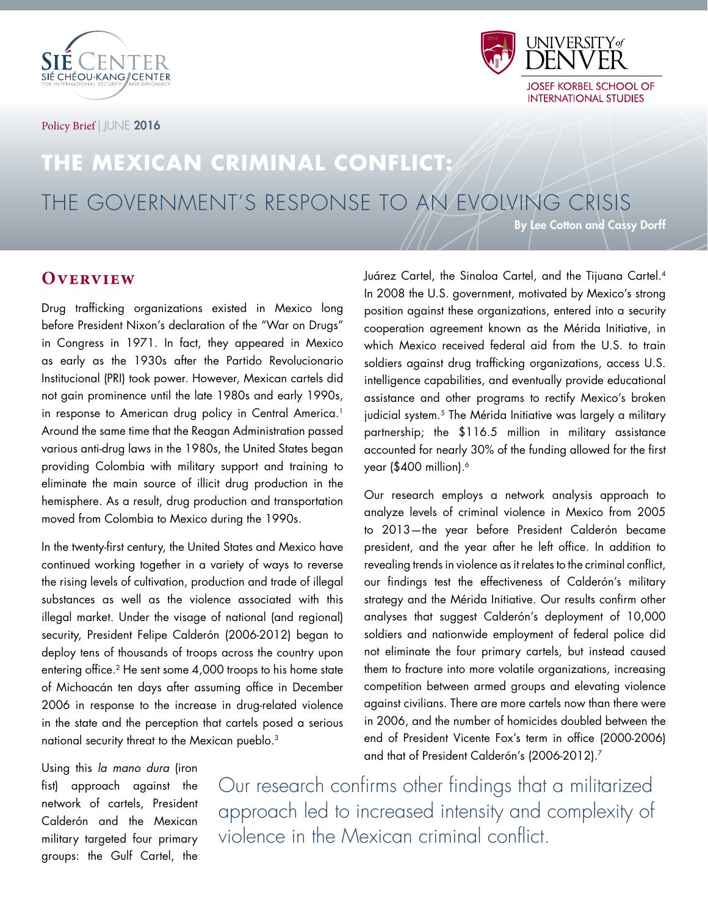Sié Center — Sié Chéou-Kang Center for International Security and Diplomacy

University of Denver — Josef Korbel School of International Studies

Policy Brief | JUNE **2016**

# THE MEXICAN CRIMINAL CONFLICT:

## THE GOVERNMENT'S RESPONSE TO AN EVOLVING CRISIS

**By Lee Cotton and Cassy Dorff**

## Overview

Drug trafficking organizations existed in Mexico long before President Nixon's declaration of the "War on Drugs" in Congress in 1971. In fact, they appeared in Mexico as early as the 1930s after the Partido Revolucionario Institucional (PRI) took power. However, Mexican cartels did not gain prominence until the late 1980s and early 1990s, in response to American drug policy in Central America.[1] Around the same time that the Reagan Administration passed various anti-drug laws in the 1980s, the United States began providing Colombia with military support and training to eliminate the main source of illicit drug production in the hemisphere. As a result, drug production and transportation moved from Colombia to Mexico during the 1990s.

In the twenty-first century, the United States and Mexico have continued working together in a variety of ways to reverse the rising levels of cultivation, production and trade of illegal substances as well as the violence associated with this illegal market. Under the visage of national (and regional) security, President Felipe Calderón (2006-2012) began to deploy tens of thousands of troops across the country upon entering office.[2] He sent some 4,000 troops to his home state of Michoacán ten days after assuming office in December 2006 in response to the increase in drug-related violence in the state and the perception that cartels posed a serious national security threat to the Mexican pueblo.[3]

Using this *la mano dura* (iron fist) approach against the network of cartels, President Calderón and the Mexican military targeted four primary groups: the Gulf Cartel, the Juárez Cartel, the Sinaloa Cartel, and the Tijuana Cartel.[4] In 2008 the U.S. government, motivated by Mexico's strong position against these organizations, entered into a security cooperation agreement known as the Mérida Initiative, in which Mexico received federal aid from the U.S. to train soldiers against drug trafficking organizations, access U.S. intelligence capabilities, and eventually provide educational assistance and other programs to rectify Mexico's broken judicial system.[5] The Mérida Initiative was largely a military partnership; the $116.5 million in military assistance accounted for nearly 30% of the funding allowed for the first year ($400 million).[6]

Our research employs a network analysis approach to analyze levels of criminal violence in Mexico from 2005 to 2013—the year before President Calderón became president, and the year after he left office. In addition to revealing trends in violence as it relates to the criminal conflict, our findings test the effectiveness of Calderón's military strategy and the Mérida Initiative. Our results confirm other analyses that suggest Calderón's deployment of 10,000 soldiers and nationwide employment of federal police did not eliminate the four primary cartels, but instead caused them to fracture into more volatile organizations, increasing competition between armed groups and elevating violence against civilians. There are more cartels now than there were in 2006, and the number of homicides doubled between the end of President Vicente Fox's term in office (2000-2006) and that of President Calderón's (2006-2012).[7]

> Our research confirms other findings that a militarized approach led to increased intensity and complexity of violence in the Mexican criminal conflict.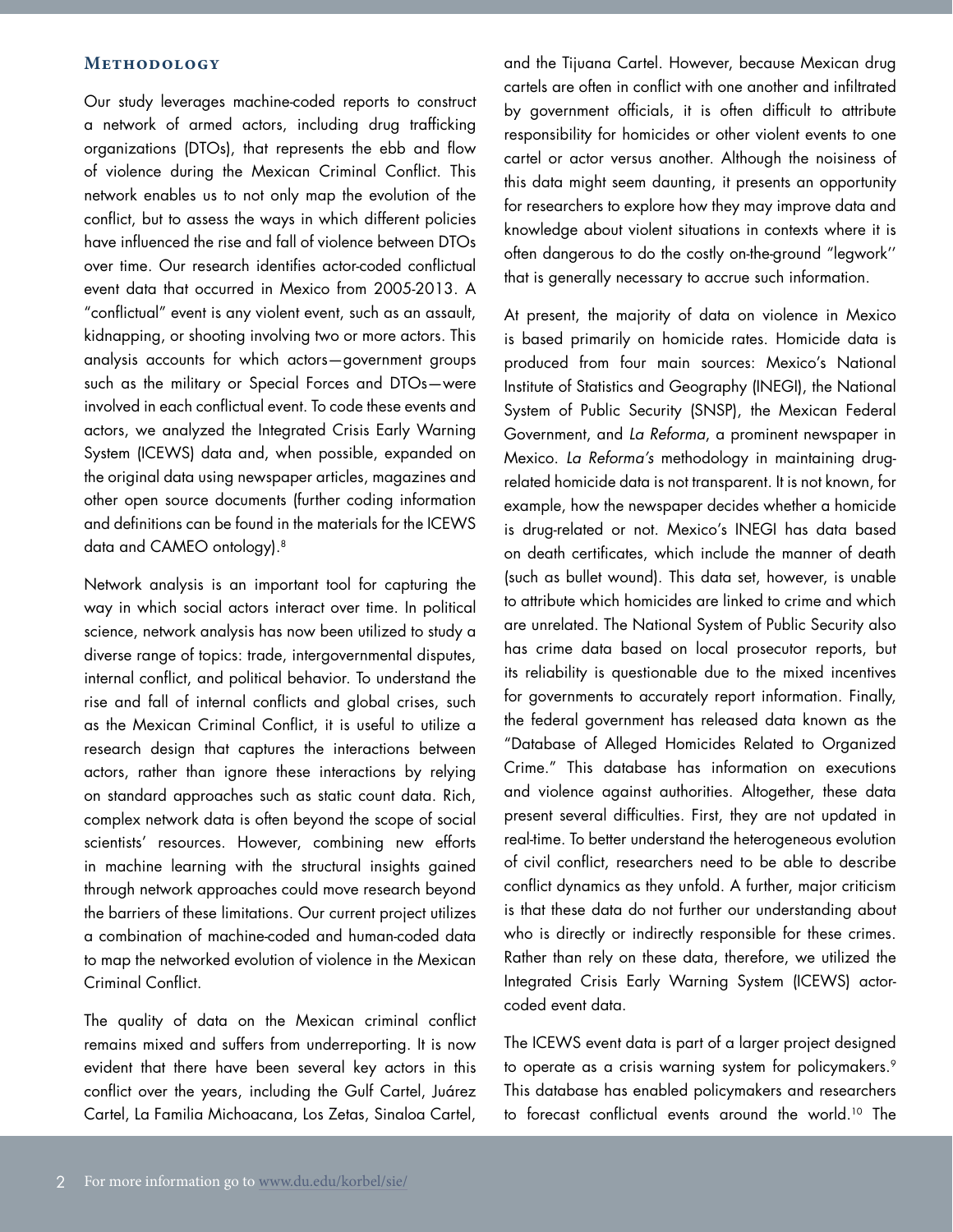## Methodology

Our study leverages machine-coded reports to construct a network of armed actors, including drug trafficking organizations (DTOs), that represents the ebb and flow of violence during the Mexican Criminal Conflict. This network enables us to not only map the evolution of the conflict, but to assess the ways in which different policies have influenced the rise and fall of violence between DTOs over time. Our research identifies actor-coded conflictual event data that occurred in Mexico from 2005-2013. A "conflictual" event is any violent event, such as an assault, kidnapping, or shooting involving two or more actors. This analysis accounts for which actors—government groups such as the military or Special Forces and DTOs—were involved in each conflictual event. To code these events and actors, we analyzed the Integrated Crisis Early Warning System (ICEWS) data and, when possible, expanded on the original data using newspaper articles, magazines and other open source documents (further coding information and definitions can be found in the materials for the ICEWS data and CAMEO ontology).[8]

Network analysis is an important tool for capturing the way in which social actors interact over time. In political science, network analysis has now been utilized to study a diverse range of topics: trade, intergovernmental disputes, internal conflict, and political behavior. To understand the rise and fall of internal conflicts and global crises, such as the Mexican Criminal Conflict, it is useful to utilize a research design that captures the interactions between actors, rather than ignore these interactions by relying on standard approaches such as static count data. Rich, complex network data is often beyond the scope of social scientists' resources. However, combining new efforts in machine learning with the structural insights gained through network approaches could move research beyond the barriers of these limitations. Our current project utilizes a combination of machine-coded and human-coded data to map the networked evolution of violence in the Mexican Criminal Conflict.

The quality of data on the Mexican criminal conflict remains mixed and suffers from underreporting. It is now evident that there have been several key actors in this conflict over the years, including the Gulf Cartel, Juárez Cartel, La Familia Michoacana, Los Zetas, Sinaloa Cartel, and the Tijuana Cartel. However, because Mexican drug cartels are often in conflict with one another and infiltrated by government officials, it is often difficult to attribute responsibility for homicides or other violent events to one cartel or actor versus another. Although the noisiness of this data might seem daunting, it presents an opportunity for researchers to explore how they may improve data and knowledge about violent situations in contexts where it is often dangerous to do the costly on-the-ground "legwork'' that is generally necessary to accrue such information.

At present, the majority of data on violence in Mexico is based primarily on homicide rates. Homicide data is produced from four main sources: Mexico's National Institute of Statistics and Geography (INEGI), the National System of Public Security (SNSP), the Mexican Federal Government, and *La Reforma*, a prominent newspaper in Mexico. *La Reforma's* methodology in maintaining drug-related homicide data is not transparent. It is not known, for example, how the newspaper decides whether a homicide is drug-related or not. Mexico's INEGI has data based on death certificates, which include the manner of death (such as bullet wound). This data set, however, is unable to attribute which homicides are linked to crime and which are unrelated. The National System of Public Security also has crime data based on local prosecutor reports, but its reliability is questionable due to the mixed incentives for governments to accurately report information. Finally, the federal government has released data known as the "Database of Alleged Homicides Related to Organized Crime." This database has information on executions and violence against authorities. Altogether, these data present several difficulties. First, they are not updated in real-time. To better understand the heterogeneous evolution of civil conflict, researchers need to be able to describe conflict dynamics as they unfold. A further, major criticism is that these data do not further our understanding about who is directly or indirectly responsible for these crimes. Rather than rely on these data, therefore, we utilized the Integrated Crisis Early Warning System (ICEWS) actor-coded event data.

The ICEWS event data is part of a larger project designed to operate as a crisis warning system for policymakers.[9] This database has enabled policymakers and researchers to forecast conflictual events around the world.[10] The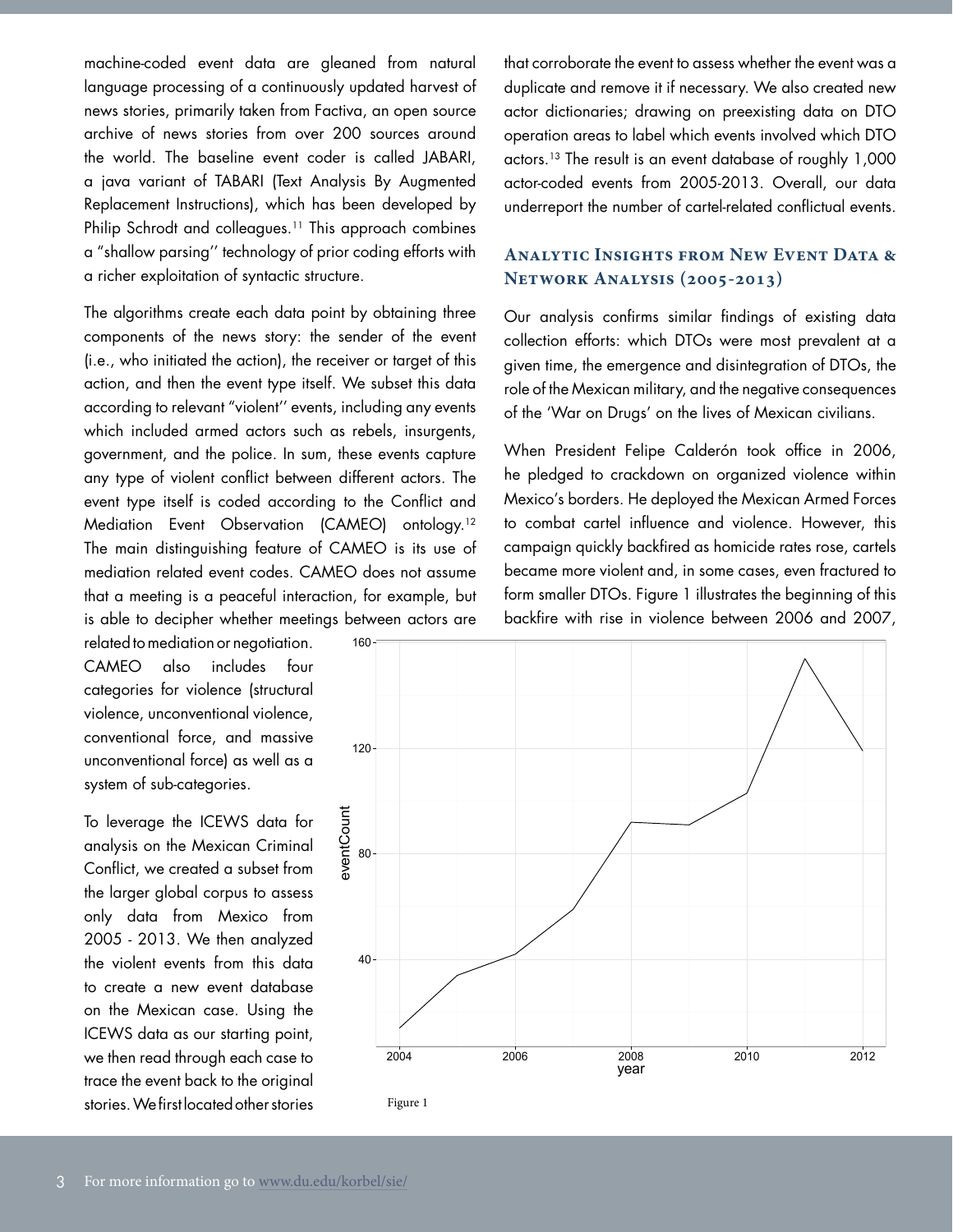machine-coded event data are gleaned from natural language processing of a continuously updated harvest of news stories, primarily taken from Factiva, an open source archive of news stories from over 200 sources around the world. The baseline event coder is called JABARI, a java variant of TABARI (Text Analysis By Augmented Replacement Instructions), which has been developed by Philip Schrodt and colleagues.[11] This approach combines a "shallow parsing'' technology of prior coding efforts with a richer exploitation of syntactic structure.

The algorithms create each data point by obtaining three components of the news story: the sender of the event (i.e., who initiated the action), the receiver or target of this action, and then the event type itself. We subset this data according to relevant "violent'' events, including any events which included armed actors such as rebels, insurgents, government, and the police. In sum, these events capture any type of violent conflict between different actors. The event type itself is coded according to the Conflict and Mediation Event Observation (CAMEO) ontology.[12] The main distinguishing feature of CAMEO is its use of mediation related event codes. CAMEO does not assume that a meeting is a peaceful interaction, for example, but is able to decipher whether meetings between actors are related to mediation or negotiation. CAMEO also includes four categories for violence (structural violence, unconventional violence, conventional force, and massive unconventional force) as well as a system of sub-categories.

To leverage the ICEWS data for analysis on the Mexican Criminal Conflict, we created a subset from the larger global corpus to assess only data from Mexico from 2005 - 2013. We then analyzed the violent events from this data to create a new event database on the Mexican case. Using the ICEWS data as our starting point, we then read through each case to trace the event back to the original stories. We first located other stories that corroborate the event to assess whether the event was a duplicate and remove it if necessary. We also created new actor dictionaries; drawing on preexisting data on DTO operation areas to label which events involved which DTO actors.[13] The result is an event database of roughly 1,000 actor-coded events from 2005-2013. Overall, our data underreport the number of cartel-related conflictual events.

## Analytic Insights from New Event Data & Network Analysis (2005-2013)

Our analysis confirms similar findings of existing data collection efforts: which DTOs were most prevalent at a given time, the emergence and disintegration of DTOs, the role of the Mexican military, and the negative consequences of the 'War on Drugs' on the lives of Mexican civilians.

When President Felipe Calderón took office in 2006, he pledged to crackdown on organized violence within Mexico's borders. He deployed the Mexican Armed Forces to combat cartel influence and violence. However, this campaign quickly backfired as homicide rates rose, cartels became more violent and, in some cases, even fractured to form smaller DTOs. Figure 1 illustrates the beginning of this backfire with rise in violence between 2006 and 2007,

Figure 1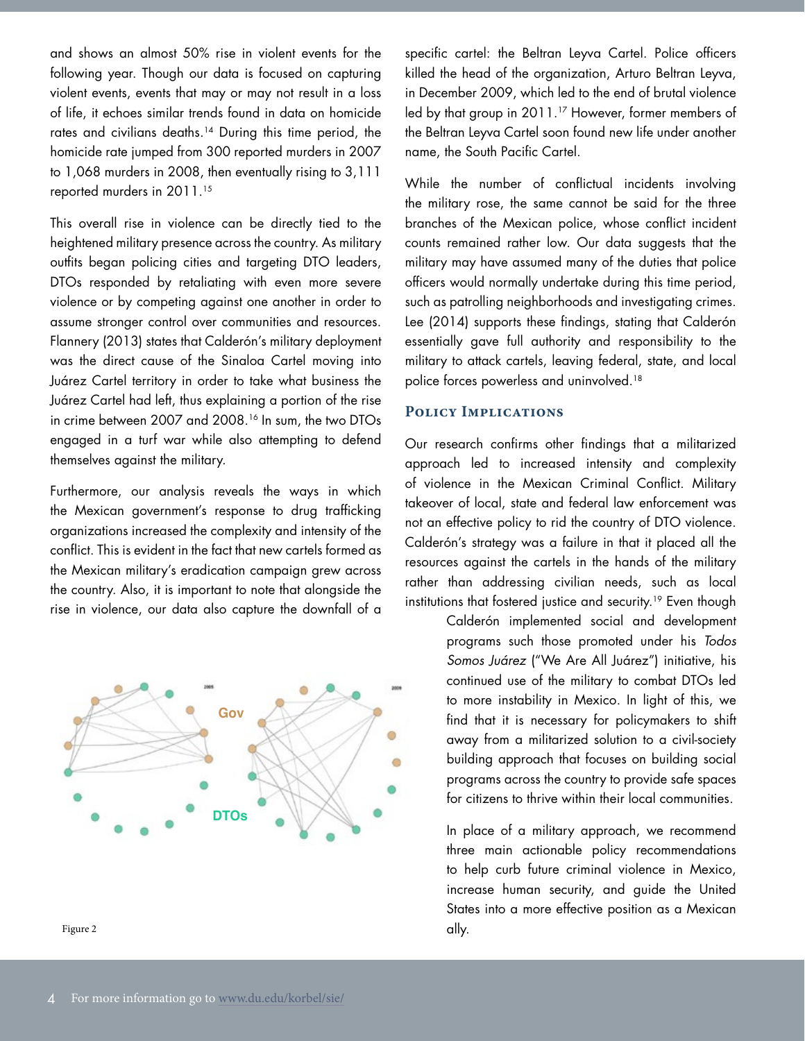and shows an almost 50% rise in violent events for the following year. Though our data is focused on capturing violent events, events that may or may not result in a loss of life, it echoes similar trends found in data on homicide rates and civilians deaths.[14] During this time period, the homicide rate jumped from 300 reported murders in 2007 to 1,068 murders in 2008, then eventually rising to 3,111 reported murders in 2011.[15]

This overall rise in violence can be directly tied to the heightened military presence across the country. As military outfits began policing cities and targeting DTO leaders, DTOs responded by retaliating with even more severe violence or by competing against one another in order to assume stronger control over communities and resources. Flannery (2013) states that Calderón's military deployment was the direct cause of the Sinaloa Cartel moving into Juárez Cartel territory in order to take what business the Juárez Cartel had left, thus explaining a portion of the rise in crime between 2007 and 2008.[16] In sum, the two DTOs engaged in a turf war while also attempting to defend themselves against the military.

Furthermore, our analysis reveals the ways in which the Mexican government's response to drug trafficking organizations increased the complexity and intensity of the conflict. This is evident in the fact that new cartels formed as the Mexican military's eradication campaign grew across the country. Also, it is important to note that alongside the rise in violence, our data also capture the downfall of a specific cartel: the Beltran Leyva Cartel. Police officers killed the head of the organization, Arturo Beltran Leyva, in December 2009, which led to the end of brutal violence led by that group in 2011.[17] However, former members of the Beltran Leyva Cartel soon found new life under another name, the South Pacific Cartel.

While the number of conflictual incidents involving the military rose, the same cannot be said for the three branches of the Mexican police, whose conflict incident counts remained rather low. Our data suggests that the military may have assumed many of the duties that police officers would normally undertake during this time period, such as patrolling neighborhoods and investigating crimes. Lee (2014) supports these findings, stating that Calderón essentially gave full authority and responsibility to the military to attack cartels, leaving federal, state, and local police forces powerless and uninvolved.[18]

Figure 2

## Policy Implications

Our research confirms other findings that a militarized approach led to increased intensity and complexity of violence in the Mexican Criminal Conflict. Military takeover of local, state and federal law enforcement was not an effective policy to rid the country of DTO violence. Calderón's strategy was a failure in that it placed all the resources against the cartels in the hands of the military rather than addressing civilian needs, such as local institutions that fostered justice and security.[19] Even though Calderón implemented social and development programs such those promoted under his *Todos Somos Juárez* ("We Are All Juárez") initiative, his continued use of the military to combat DTOs led to more instability in Mexico. In light of this, we find that it is necessary for policymakers to shift away from a militarized solution to a civil-society building approach that focuses on building social programs across the country to provide safe spaces for citizens to thrive within their local communities.

In place of a military approach, we recommend three main actionable policy recommendations to help curb future criminal violence in Mexico, increase human security, and guide the United States into a more effective position as a Mexican ally.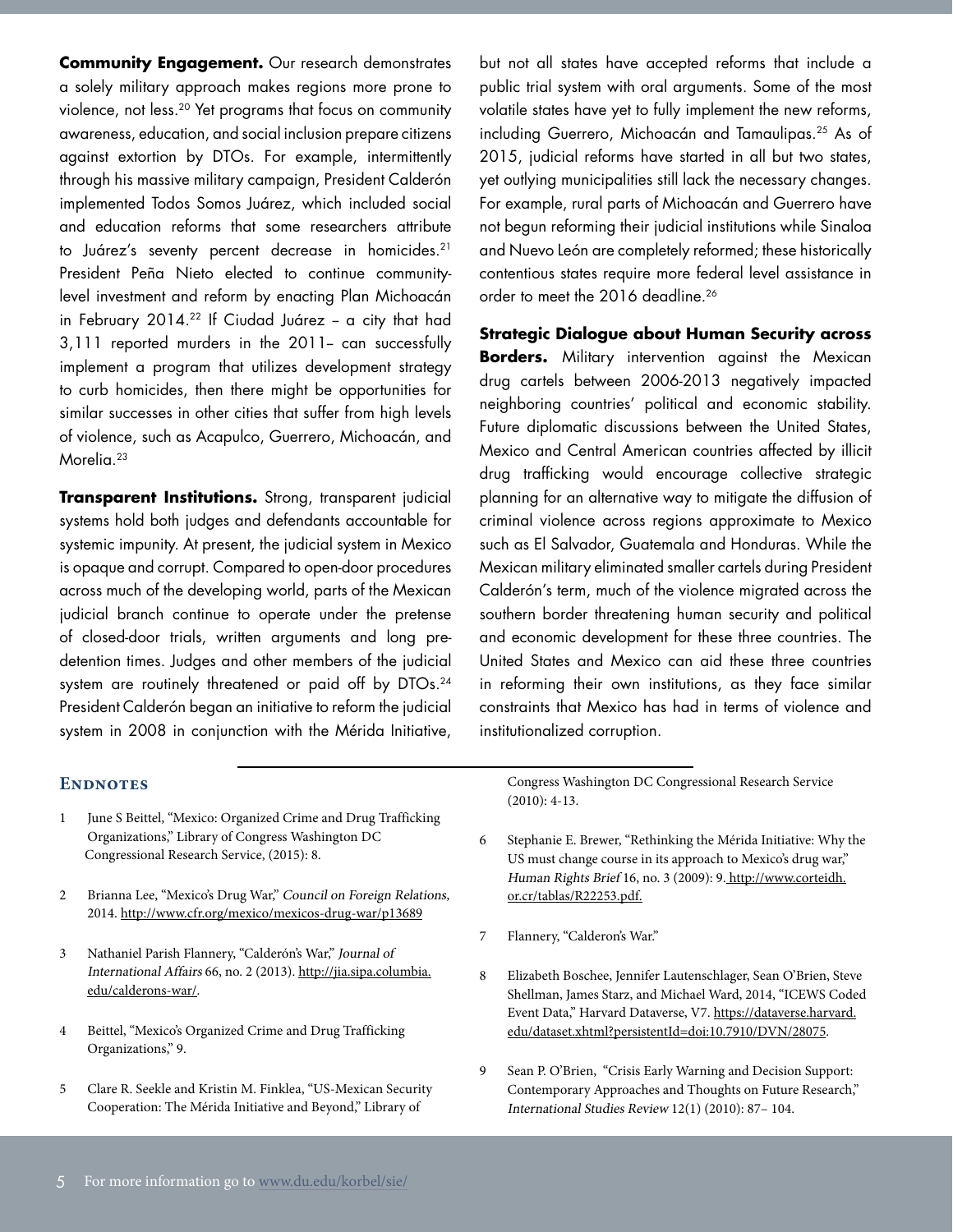**Community Engagement.** Our research demonstrates a solely military approach makes regions more prone to violence, not less.[20] Yet programs that focus on community awareness, education, and social inclusion prepare citizens against extortion by DTOs. For example, intermittently through his massive military campaign, President Calderón implemented Todos Somos Juárez, which included social and education reforms that some researchers attribute to Juárez's seventy percent decrease in homicides.[21] President Peña Nieto elected to continue community-level investment and reform by enacting Plan Michoacán in February 2014.[22] If Ciudad Juárez – a city that had 3,111 reported murders in the 2011– can successfully implement a program that utilizes development strategy to curb homicides, then there might be opportunities for similar successes in other cities that suffer from high levels of violence, such as Acapulco, Guerrero, Michoacán, and Morelia.[23]

**Transparent Institutions.** Strong, transparent judicial systems hold both judges and defendants accountable for systemic impunity. At present, the judicial system in Mexico is opaque and corrupt. Compared to open-door procedures across much of the developing world, parts of the Mexican judicial branch continue to operate under the pretense of closed-door trials, written arguments and long pre-detention times. Judges and other members of the judicial system are routinely threatened or paid off by DTOs.[24] President Calderón began an initiative to reform the judicial system in 2008 in conjunction with the Mérida Initiative, but not all states have accepted reforms that include a public trial system with oral arguments. Some of the most volatile states have yet to fully implement the new reforms, including Guerrero, Michoacán and Tamaulipas.[25] As of 2015, judicial reforms have started in all but two states, yet outlying municipalities still lack the necessary changes. For example, rural parts of Michoacán and Guerrero have not begun reforming their judicial institutions while Sinaloa and Nuevo León are completely reformed; these historically contentious states require more federal level assistance in order to meet the 2016 deadline.[26]

**Strategic Dialogue about Human Security across Borders.** Military intervention against the Mexican drug cartels between 2006-2013 negatively impacted neighboring countries' political and economic stability. Future diplomatic discussions between the United States, Mexico and Central American countries affected by illicit drug trafficking would encourage collective strategic planning for an alternative way to mitigate the diffusion of criminal violence across regions approximate to Mexico such as El Salvador, Guatemala and Honduras. While the Mexican military eliminated smaller cartels during President Calderón's term, much of the violence migrated across the southern border threatening human security and political and economic development for these three countries. The United States and Mexico can aid these three countries in reforming their own institutions, as they face similar constraints that Mexico has had in terms of violence and institutionalized corruption.

## Endnotes

1. June S Beittel, "Mexico: Organized Crime and Drug Trafficking Organizations," Library of Congress Washington DC Congressional Research Service, (2015): 8.

2. Brianna Lee, "Mexico's Drug War," *Council on Foreign Relations*, 2014. http://www.cfr.org/mexico/mexicos-drug-war/p13689

3. Nathaniel Parish Flannery, "Calderón's War," *Journal of International Affairs* 66, no. 2 (2013). http://jia.sipa.columbia.edu/calderons-war/.

4. Beittel, "Mexico's Organized Crime and Drug Trafficking Organizations," 9.

5. Clare R. Seekle and Kristin M. Finklea, "US-Mexican Security Cooperation: The Mérida Initiative and Beyond," Library of Congress Washington DC Congressional Research Service (2010): 4-13.

6. Stephanie E. Brewer, "Rethinking the Mérida Initiative: Why the US must change course in its approach to Mexico's drug war," *Human Rights Brief* 16, no. 3 (2009): 9. http://www.corteidh.or.cr/tablas/R22253.pdf.

7. Flannery, "Calderon's War."

8. Elizabeth Boschee, Jennifer Lautenschlager, Sean O'Brien, Steve Shellman, James Starz, and Michael Ward, 2014, "ICEWS Coded Event Data," Harvard Dataverse, V7. https://dataverse.harvard.edu/dataset.xhtml?persistentId=doi:10.7910/DVN/28075.

9. Sean P. O'Brien, "Crisis Early Warning and Decision Support: Contemporary Approaches and Thoughts on Future Research," *International Studies Review* 12(1) (2010): 87– 104.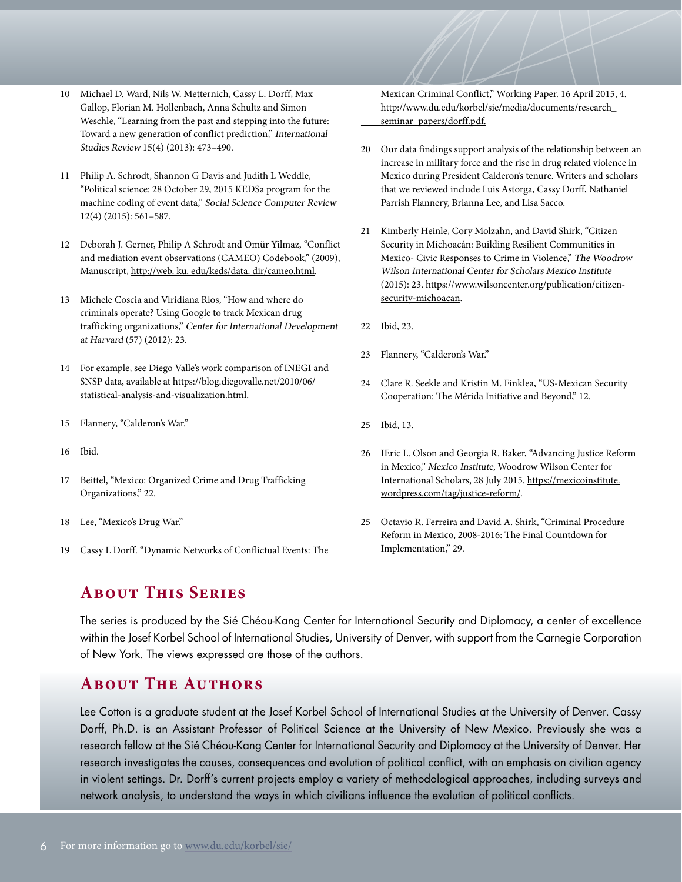10 Michael D. Ward, Nils W. Metternich, Cassy L. Dorff, Max Gallop, Florian M. Hollenbach, Anna Schultz and Simon Weschle, "Learning from the past and stepping into the future: Toward a new generation of conflict prediction," *International Studies Review* 15(4) (2013): 473–490.

11 Philip A. Schrodt, Shannon G Davis and Judith L Weddle, "Political science: 28 October 29, 2015 KEDSa program for the machine coding of event data," *Social Science Computer Review* 12(4) (2015): 561–587.

12 Deborah J. Gerner, Philip A Schrodt and Omür Yilmaz, "Conflict and mediation event observations (CAMEO) Codebook," (2009), Manuscript, http://web. ku. edu/keds/data. dir/cameo.html.

13 Michele Coscia and Viridiana Rios, "How and where do criminals operate? Using Google to track Mexican drug trafficking organizations," *Center for International Development at Harvard* (57) (2012): 23.

14 For example, see Diego Valle's work comparison of INEGI and SNSP data, available at https://blog.diegovalle.net/2010/06/statistical-analysis-and-visualization.html.

15 Flannery, "Calderon's War."

16 Ibid.

17 Beittel, "Mexico: Organized Crime and Drug Trafficking Organizations," 22.

18 Lee, "Mexico's Drug War."

19 Cassy L Dorff. "Dynamic Networks of Conflictual Events: The Mexican Criminal Conflict," Working Paper. 16 April 2015, 4. http://www.du.edu/korbel/sie/media/documents/research_seminar_papers/dorff.pdf.

20 Our data findings support analysis of the relationship between an increase in military force and the rise in drug related violence in Mexico during President Calderon's tenure. Writers and scholars that we reviewed include Luis Astorga, Cassy Dorff, Nathaniel Parrish Flannery, Brianna Lee, and Lisa Sacco.

21 Kimberly Heinle, Cory Molzahn, and David Shirk, "Citizen Security in Michoacán: Building Resilient Communities in Mexico- Civic Responses to Crime in Violence," *The Woodrow Wilson International Center for Scholars Mexico Institute* (2015): 23. https://www.wilsoncenter.org/publication/citizen-security-michoacan.

22 Ibid, 23.

23 Flannery, "Calderon's War."

24 Clare R. Seekle and Kristin M. Finklea, "US-Mexican Security Cooperation: The Mérida Initiative and Beyond," 12.

25 Ibid, 13.

26 IEric L. Olson and Georgia R. Baker, "Advancing Justice Reform in Mexico," *Mexico Institute*, Woodrow Wilson Center for International Scholars, 28 July 2015. https://mexicoinstitute.wordpress.com/tag/justice-reform/.

25 Octavio R. Ferreira and David A. Shirk, "Criminal Procedure Reform in Mexico, 2008-2016: The Final Countdown for Implementation," 29.

## About This Series

The series is produced by the Sié Chéou-Kang Center for International Security and Diplomacy, a center of excellence within the Josef Korbel School of International Studies, University of Denver, with support from the Carnegie Corporation of New York. The views expressed are those of the authors.

## About The Authors

Lee Cotton is a graduate student at the Josef Korbel School of International Studies at the University of Denver. Cassy Dorff, Ph.D. is an Assistant Professor of Political Science at the University of New Mexico. Previously she was a research fellow at the Sié Chéou-Kang Center for International Security and Diplomacy at the University of Denver. Her research investigates the causes, consequences and evolution of political conflict, with an emphasis on civilian agency in violent settings. Dr. Dorff's current projects employ a variety of methodological approaches, including surveys and network analysis, to understand the ways in which civilians influence the evolution of political conflicts.

For more information go to www.du.edu/korbel/sie/